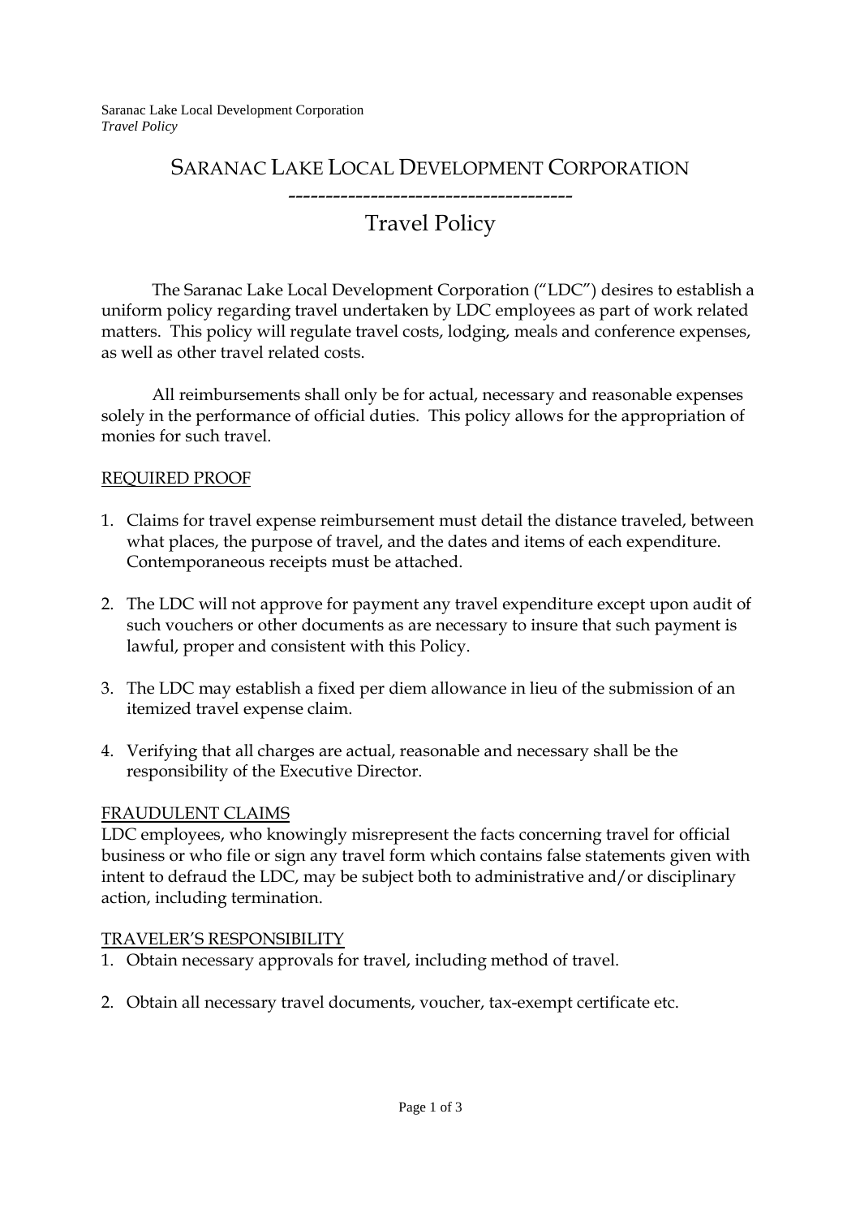# SARANAC LAKE LOCAL DEVELOPMENT CORPORATION

## Travel Policy

The Saranac Lake Local Development Corporation ("LDC") desires to establish a uniform policy regarding travel undertaken by LDC employees as part of work related matters. This policy will regulate travel costs, lodging, meals and conference expenses, as well as other travel related costs.

All reimbursements shall only be for actual, necessary and reasonable expenses solely in the performance of official duties. This policy allows for the appropriation of monies for such travel.

### REQUIRED PROOF

1. Claims for travel expense reimbursement must detail the distance traveled, between what places, the purpose of travel, and the dates and items of each expenditure. Contemporaneous receipts must be attached.

2. The LDC will not approve for payment any travel expenditure except upon audit of such vouchers or other documents as are necessary to insure that such payment is lawful, proper and consistent with this Policy.

3. The LDC may establish a fixed per diem allowance in lieu of the submission of an itemized travel expense claim.

4. Verifying that all charges are actual, reasonable and necessary shall be the responsibility of the Executive Director.

### FRAUDULENT CLAIMS

LDC employees, who knowingly misrepresent the facts concerning travel for official business or who file or sign any travel form which contains false statements given with intent to defraud the LDC, may be subject both to administrative and/or disciplinary action, including termination.

### TRAVELER'S RESPONSIBILITY

1. Obtain necessary approvals for travel, including method of travel.

2. Obtain all necessary travel documents, voucher, tax-exempt certificate etc.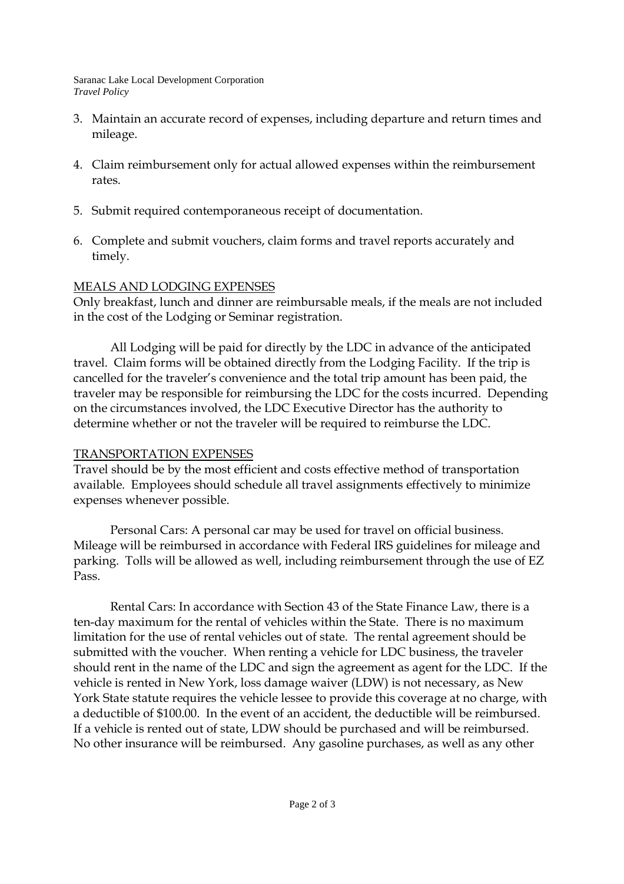3. Maintain an accurate record of expenses, including departure and return times and mileage.

4. Claim reimbursement only for actual allowed expenses within the reimbursement rates.

5. Submit required contemporaneous receipt of documentation.

6. Complete and submit vouchers, claim forms and travel reports accurately and timely.

MEALS AND LODGING EXPENSES

Only breakfast, lunch and dinner are reimbursable meals, if the meals are not included in the cost of the Lodging or Seminar registration.

All Lodging will be paid for directly by the LDC in advance of the anticipated travel. Claim forms will be obtained directly from the Lodging Facility. If the trip is cancelled for the traveler's convenience and the total trip amount has been paid, the traveler may be responsible for reimbursing the LDC for the costs incurred. Depending on the circumstances involved, the LDC Executive Director has the authority to determine whether or not the traveler will be required to reimburse the LDC.

TRANSPORTATION EXPENSES

Travel should be by the most efficient and costs effective method of transportation available. Employees should schedule all travel assignments effectively to minimize expenses whenever possible.

Personal Cars: A personal car may be used for travel on official business. Mileage will be reimbursed in accordance with Federal IRS guidelines for mileage and parking. Tolls will be allowed as well, including reimbursement through the use of EZ Pass.

Rental Cars: In accordance with Section 43 of the State Finance Law, there is a ten-day maximum for the rental of vehicles within the State. There is no maximum limitation for the use of rental vehicles out of state. The rental agreement should be submitted with the voucher. When renting a vehicle for LDC business, the traveler should rent in the name of the LDC and sign the agreement as agent for the LDC. If the vehicle is rented in New York, loss damage waiver (LDW) is not necessary, as New York State statute requires the vehicle lessee to provide this coverage at no charge, with a deductible of $100.00. In the event of an accident, the deductible will be reimbursed. If a vehicle is rented out of state, LDW should be purchased and will be reimbursed. No other insurance will be reimbursed. Any gasoline purchases, as well as any other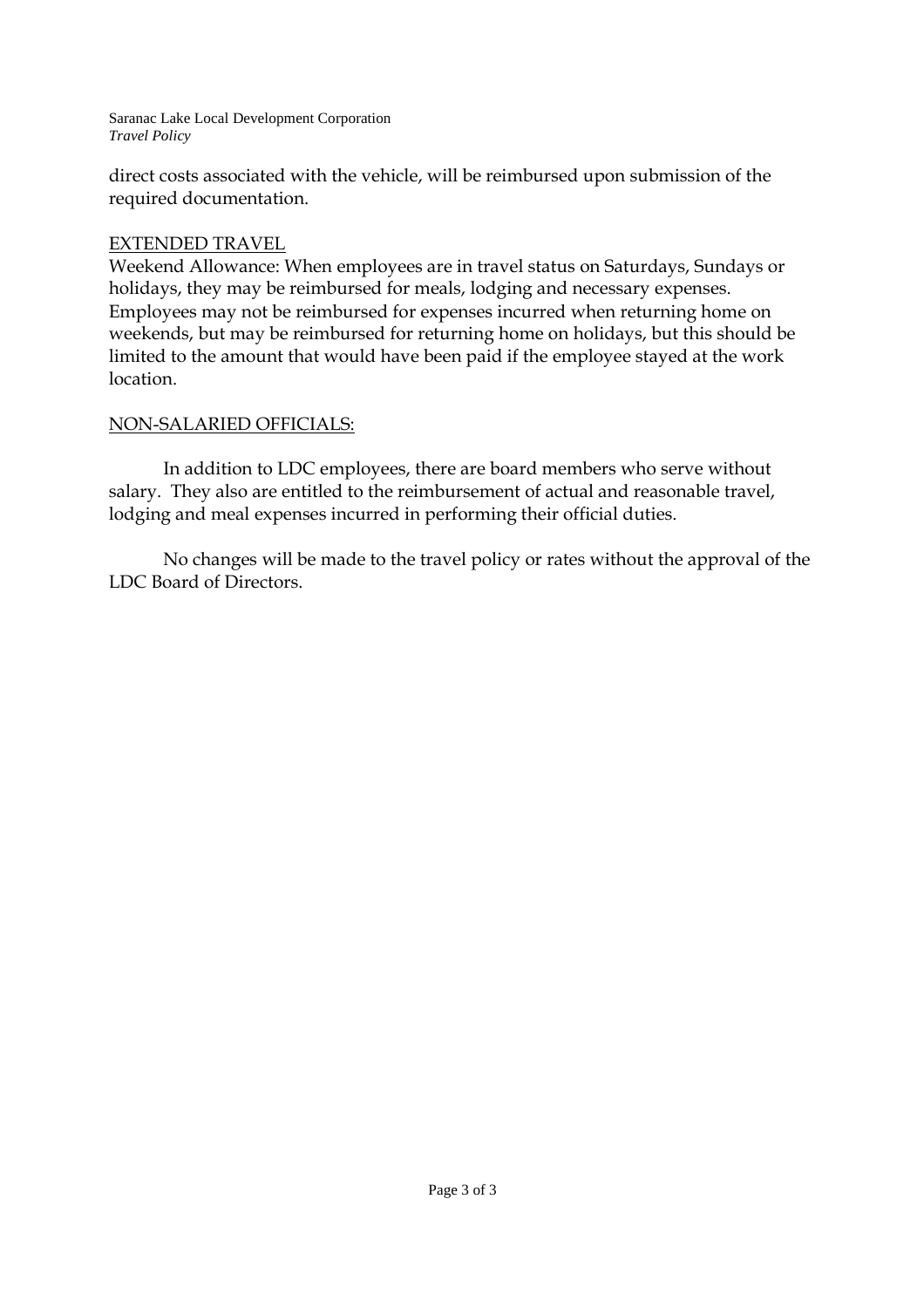direct costs associated with the vehicle, will be reimbursed upon submission of the required documentation.

## EXTENDED TRAVEL

Weekend Allowance: When employees are in travel status on Saturdays, Sundays or holidays, they may be reimbursed for meals, lodging and necessary expenses. Employees may not be reimbursed for expenses incurred when returning home on weekends, but may be reimbursed for returning home on holidays, but this should be limited to the amount that would have been paid if the employee stayed at the work location.

## NON-SALARIED OFFICIALS:

In addition to LDC employees, there are board members who serve without salary. They also are entitled to the reimbursement of actual and reasonable travel, lodging and meal expenses incurred in performing their official duties.

No changes will be made to the travel policy or rates without the approval of the LDC Board of Directors.